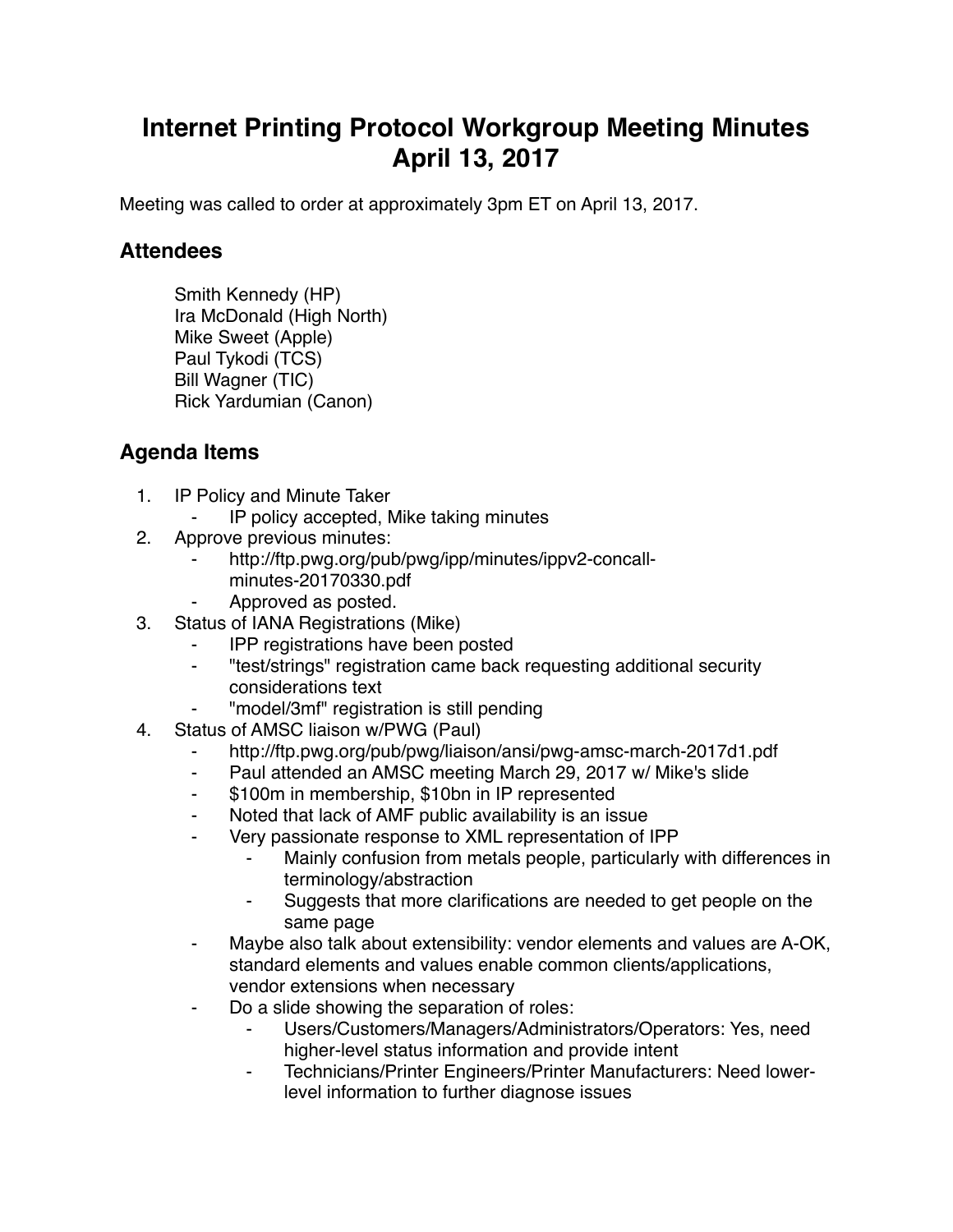# Internet Printing Protocol Workgroup Meeting Minutes April 13, 2017

Meeting was called to order at approximately 3pm ET on April 13, 2017.

## Attendees

Smith Kennedy (HP)
Ira McDonald (High North)
Mike Sweet (Apple)
Paul Tykodi (TCS)
Bill Wagner (TIC)
Rick Yardumian (Canon)

## Agenda Items

1. IP Policy and Minute Taker
    - IP policy accepted, Mike taking minutes
2. Approve previous minutes:
    - http://ftp.pwg.org/pub/pwg/ipp/minutes/ippv2-concall-minutes-20170330.pdf
    - Approved as posted.
3. Status of IANA Registrations (Mike)
    - IPP registrations have been posted
    - "test/strings" registration came back requesting additional security considerations text
    - "model/3mf" registration is still pending
4. Status of AMSC liaison w/PWG (Paul)
    - http://ftp.pwg.org/pub/pwg/liaison/ansi/pwg-amsc-march-2017d1.pdf
    - Paul attended an AMSC meeting March 29, 2017 w/ Mike's slide
    - $100m in membership, $10bn in IP represented
    - Noted that lack of AMF public availability is an issue
    - Very passionate response to XML representation of IPP
        - Mainly confusion from metals people, particularly with differences in terminology/abstraction
        - Suggests that more clarifications are needed to get people on the same page
    - Maybe also talk about extensibility: vendor elements and values are A-OK, standard elements and values enable common clients/applications, vendor extensions when necessary
    - Do a slide showing the separation of roles:
        - Users/Customers/Managers/Administrators/Operators: Yes, need higher-level status information and provide intent
        - Technicians/Printer Engineers/Printer Manufacturers: Need lower-level information to further diagnose issues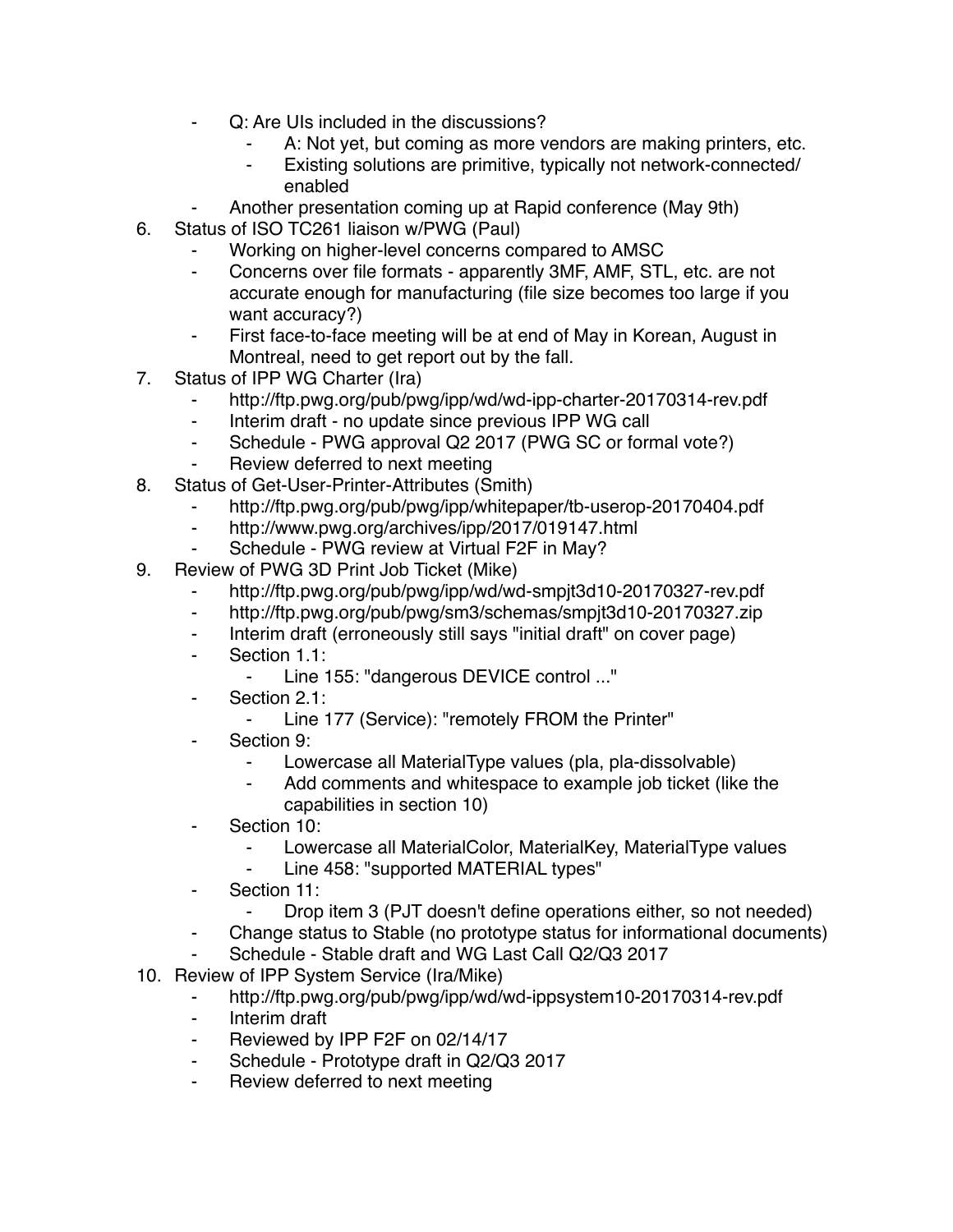- Q: Are UIs included in the discussions?
    - A: Not yet, but coming as more vendors are making printers, etc.
    - Existing solutions are primitive, typically not network-connected/ enabled
- Another presentation coming up at Rapid conference (May 9th)

6. Status of ISO TC261 liaison w/PWG (Paul)
    - Working on higher-level concerns compared to AMSC
    - Concerns over file formats - apparently 3MF, AMF, STL, etc. are not accurate enough for manufacturing (file size becomes too large if you want accuracy?)
    - First face-to-face meeting will be at end of May in Korean, August in Montreal, need to get report out by the fall.
7. Status of IPP WG Charter (Ira)
    - http://ftp.pwg.org/pub/pwg/ipp/wd/wd-ipp-charter-20170314-rev.pdf
    - Interim draft - no update since previous IPP WG call
    - Schedule - PWG approval Q2 2017 (PWG SC or formal vote?)
    - Review deferred to next meeting
8. Status of Get-User-Printer-Attributes (Smith)
    - http://ftp.pwg.org/pub/pwg/ipp/whitepaper/tb-userop-20170404.pdf
    - http://www.pwg.org/archives/ipp/2017/019147.html
    - Schedule - PWG review at Virtual F2F in May?
9. Review of PWG 3D Print Job Ticket (Mike)
    - http://ftp.pwg.org/pub/pwg/ipp/wd/wd-smpjt3d10-20170327-rev.pdf
    - http://ftp.pwg.org/pub/pwg/sm3/schemas/smpjt3d10-20170327.zip
    - Interim draft (erroneously still says "initial draft" on cover page)
    - Section 1.1:
        - Line 155: "dangerous DEVICE control ..."
    - Section 2.1:
        - Line 177 (Service): "remotely FROM the Printer"
    - Section 9:
        - Lowercase all MaterialType values (pla, pla-dissolvable)
        - Add comments and whitespace to example job ticket (like the capabilities in section 10)
    - Section 10:
        - Lowercase all MaterialColor, MaterialKey, MaterialType values
        - Line 458: "supported MATERIAL types"
    - Section 11:
        - Drop item 3 (PJT doesn't define operations either, so not needed)
    - Change status to Stable (no prototype status for informational documents)
    - Schedule - Stable draft and WG Last Call Q2/Q3 2017
10. Review of IPP System Service (Ira/Mike)
    - http://ftp.pwg.org/pub/pwg/ipp/wd/wd-ippsystem10-20170314-rev.pdf
    - Interim draft
    - Reviewed by IPP F2F on 02/14/17
    - Schedule - Prototype draft in Q2/Q3 2017
    - Review deferred to next meeting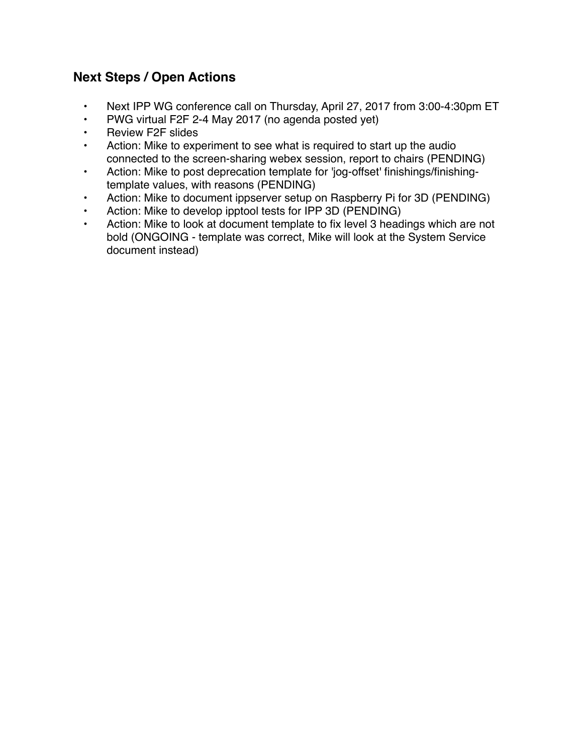## Next Steps / Open Actions

- Next IPP WG conference call on Thursday, April 27, 2017 from 3:00-4:30pm ET
- PWG virtual F2F 2-4 May 2017 (no agenda posted yet)
- Review F2F slides
- Action: Mike to experiment to see what is required to start up the audio connected to the screen-sharing webex session, report to chairs (PENDING)
- Action: Mike to post deprecation template for 'jog-offset' finishings/finishing-template values, with reasons (PENDING)
- Action: Mike to document ippserver setup on Raspberry Pi for 3D (PENDING)
- Action: Mike to develop ipptool tests for IPP 3D (PENDING)
- Action: Mike to look at document template to fix level 3 headings which are not bold (ONGOING - template was correct, Mike will look at the System Service document instead)